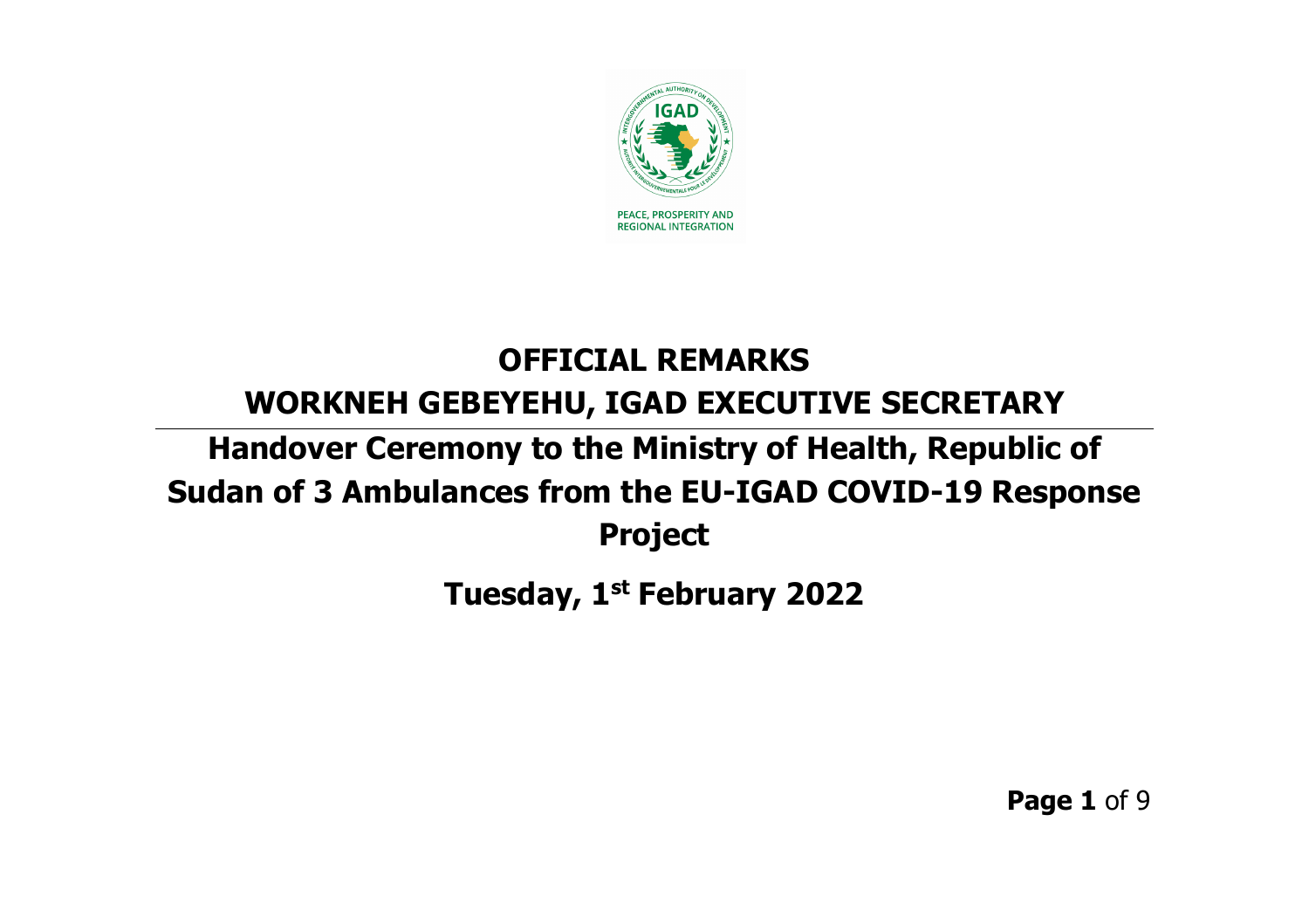PEACE, PROSPERITY AND REGIONAL INTEGRATION

# OFFICIAL REMARKS

# WORKNEH GEBEYEHU, IGAD EXECUTIVE SECRETARY

## Handover Ceremony to the Ministry of Health, Republic of Sudan of 3 Ambulances from the EU-IGAD COVID-19 Response Project

**Tuesday, 1st February 2022**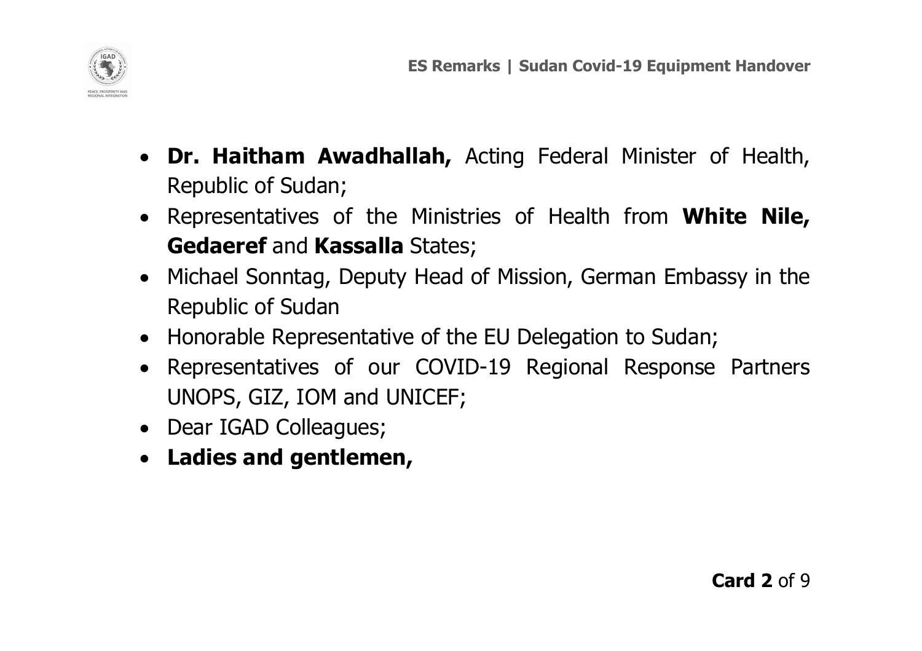- **Dr. Haitham Awadhallah,** Acting Federal Minister of Health, Republic of Sudan;
- Representatives of the Ministries of Health from **White Nile, Gedaeref** and **Kassalla** States;
- Michael Sonntag, Deputy Head of Mission, German Embassy in the Republic of Sudan
- Honorable Representative of the EU Delegation to Sudan;
- Representatives of our COVID-19 Regional Response Partners UNOPS, GIZ, IOM and UNICEF;
- Dear IGAD Colleagues;
- **Ladies and gentlemen,**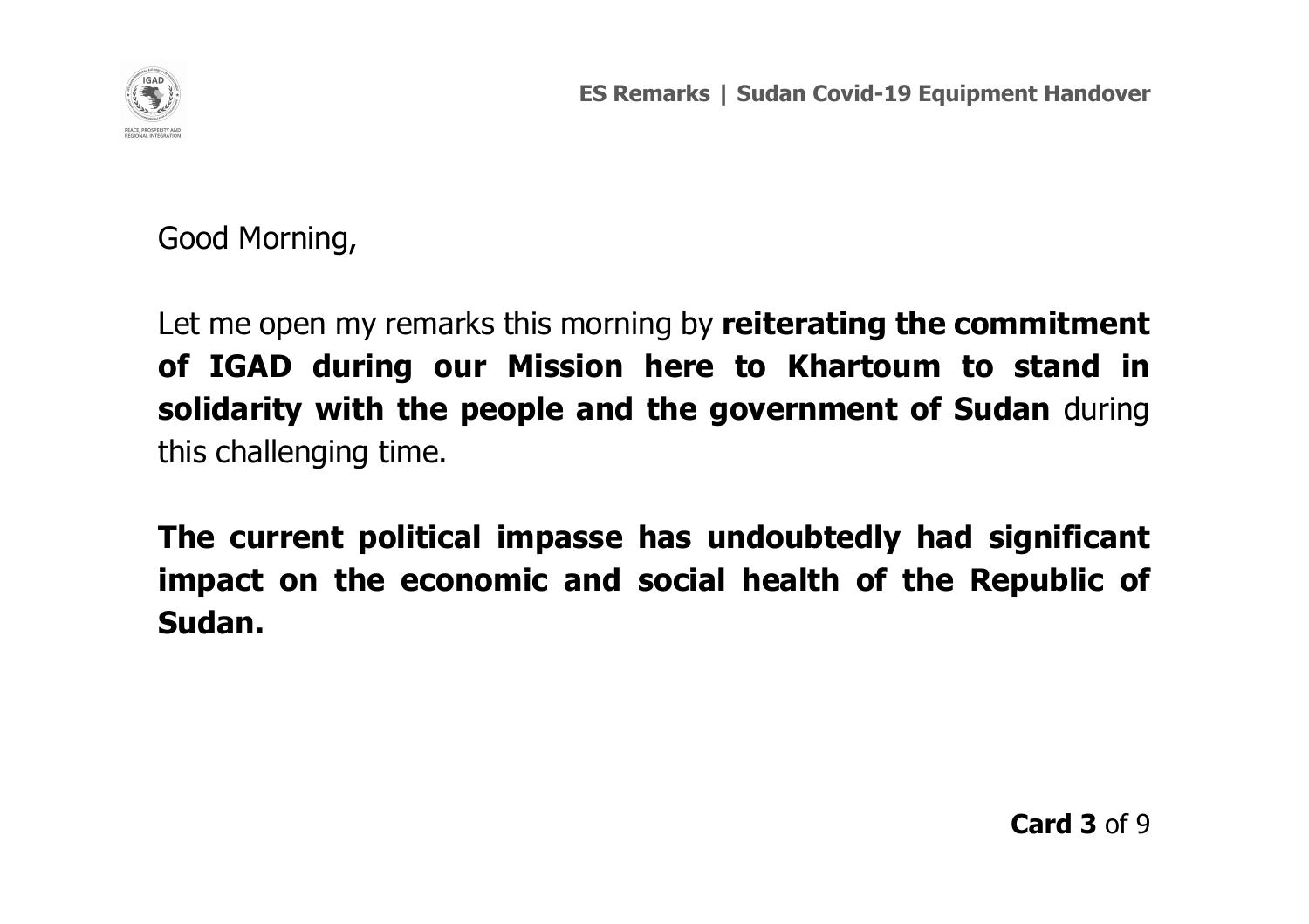Good Morning,

Let me open my remarks this morning by **reiterating the commitment of IGAD during our Mission here to Khartoum to stand in solidarity with the people and the government of Sudan** during this challenging time.

**The current political impasse has undoubtedly had significant impact on the economic and social health of the Republic of Sudan.**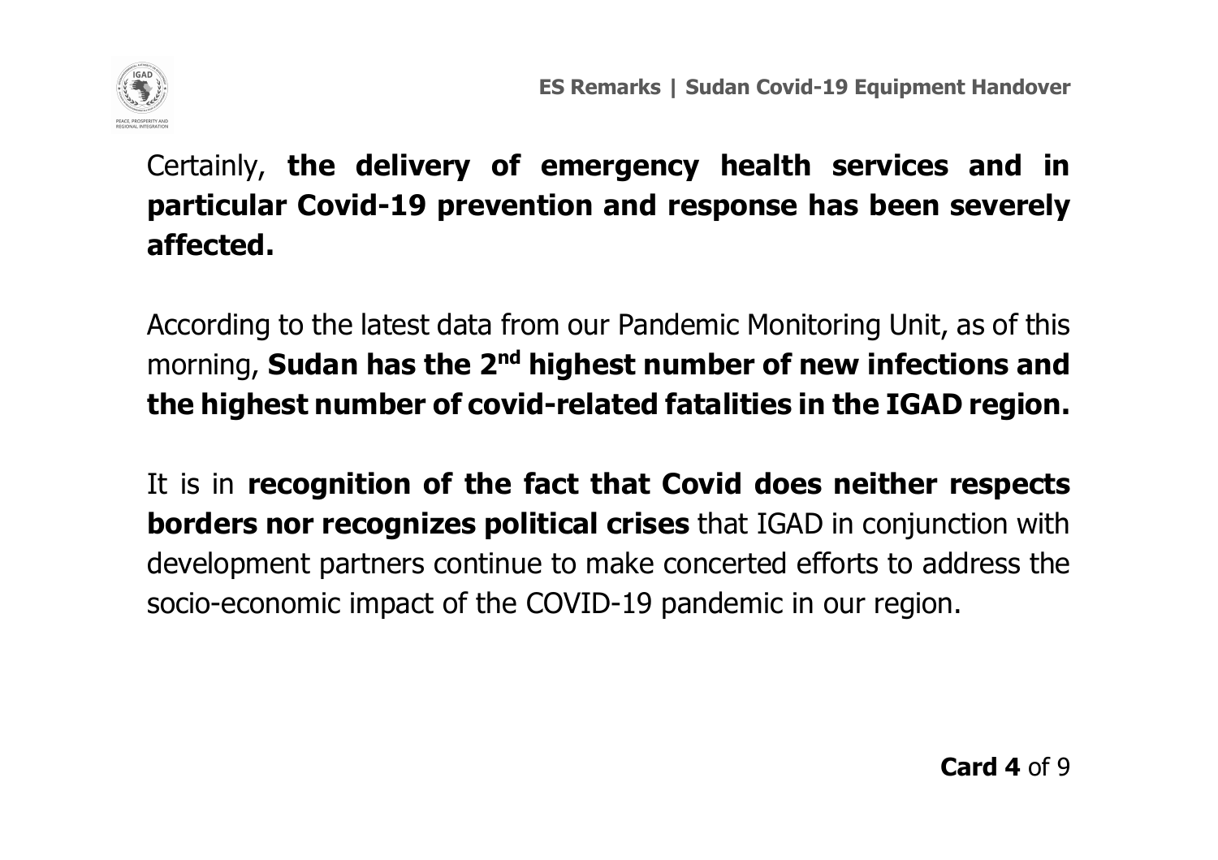Certainly, **the delivery of emergency health services and in particular Covid-19 prevention and response has been severely affected.**

According to the latest data from our Pandemic Monitoring Unit, as of this morning, **Sudan has the 2nd highest number of new infections and the highest number of covid-related fatalities in the IGAD region.**

It is in **recognition of the fact that Covid does neither respects borders nor recognizes political crises** that IGAD in conjunction with development partners continue to make concerted efforts to address the socio-economic impact of the COVID-19 pandemic in our region.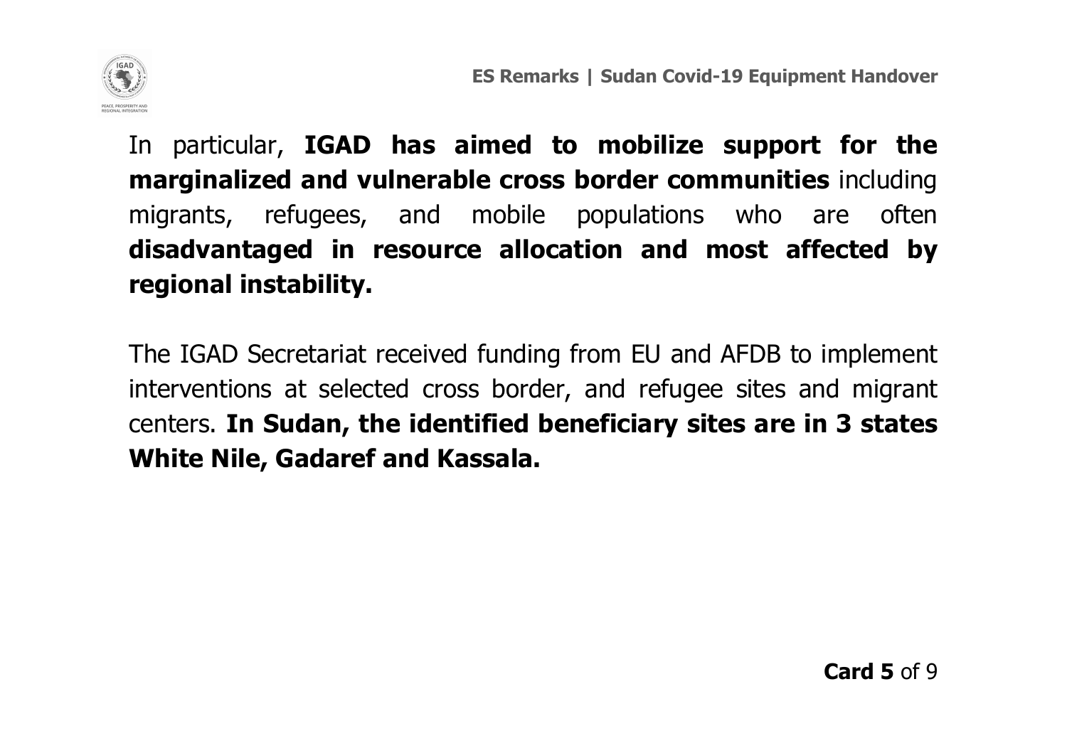In particular, **IGAD has aimed to mobilize support for the marginalized and vulnerable cross border communities** including migrants, refugees, and mobile populations who are often **disadvantaged in resource allocation and most affected by regional instability.**

The IGAD Secretariat received funding from EU and AFDB to implement interventions at selected cross border, and refugee sites and migrant centers. **In Sudan, the identified beneficiary sites are in 3 states White Nile, Gadaref and Kassala.**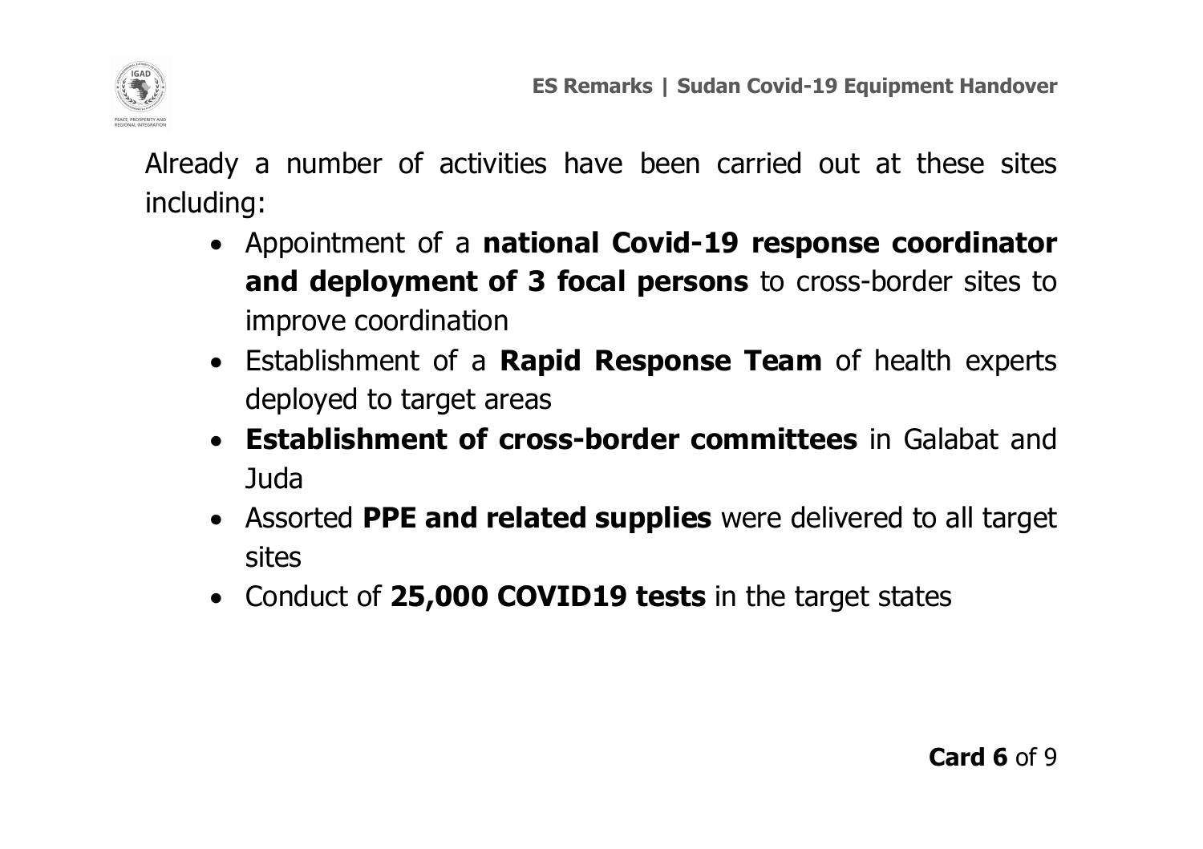Already a number of activities have been carried out at these sites including:

- Appointment of a **national Covid-19 response coordinator and deployment of 3 focal persons** to cross-border sites to improve coordination
- Establishment of a **Rapid Response Team** of health experts deployed to target areas
- **Establishment of cross-border committees** in Galabat and Juda
- Assorted **PPE and related supplies** were delivered to all target sites
- Conduct of **25,000 COVID19 tests** in the target states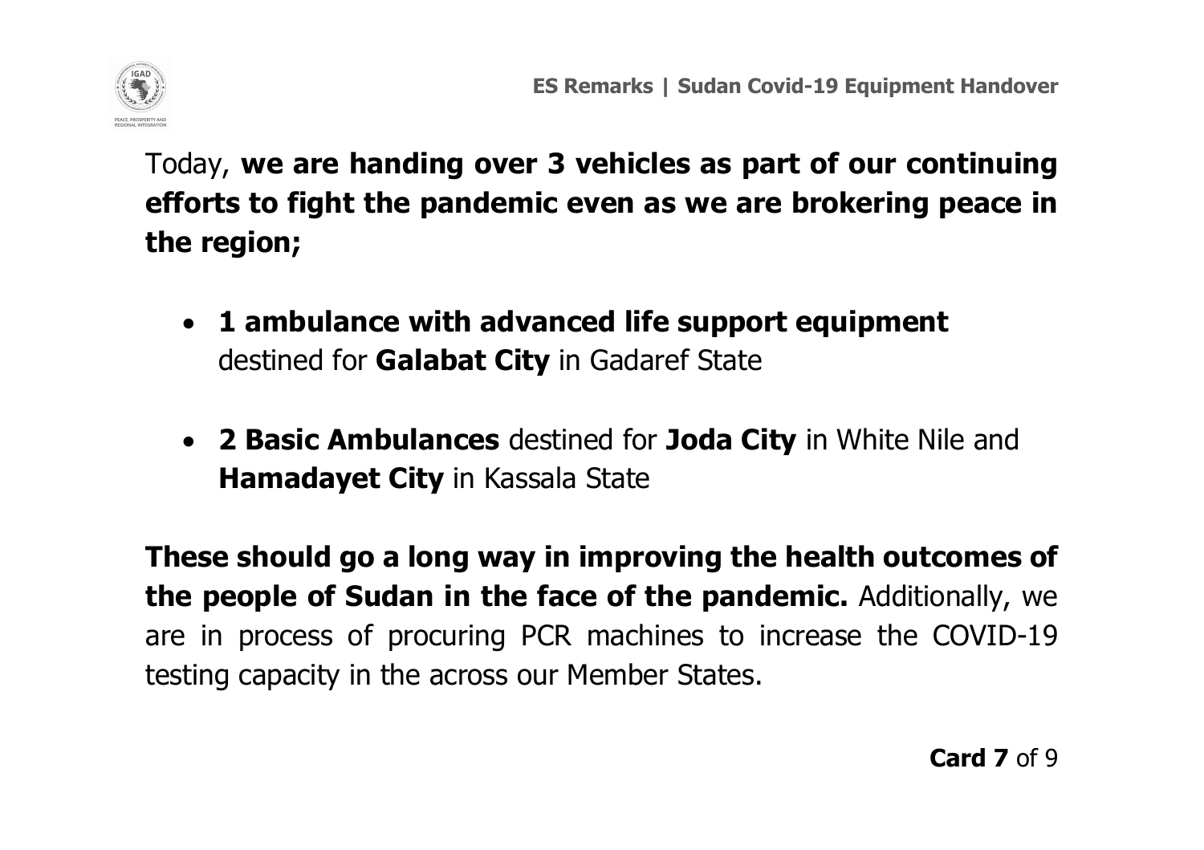Today, **we are handing over 3 vehicles as part of our continuing efforts to fight the pandemic even as we are brokering peace in the region;**

- **1 ambulance with advanced life support equipment** destined for **Galabat City** in Gadaref State
- **2 Basic Ambulances** destined for **Joda City** in White Nile and **Hamadayet City** in Kassala State

**These should go a long way in improving the health outcomes of the people of Sudan in the face of the pandemic.** Additionally, we are in process of procuring PCR machines to increase the COVID-19 testing capacity in the across our Member States.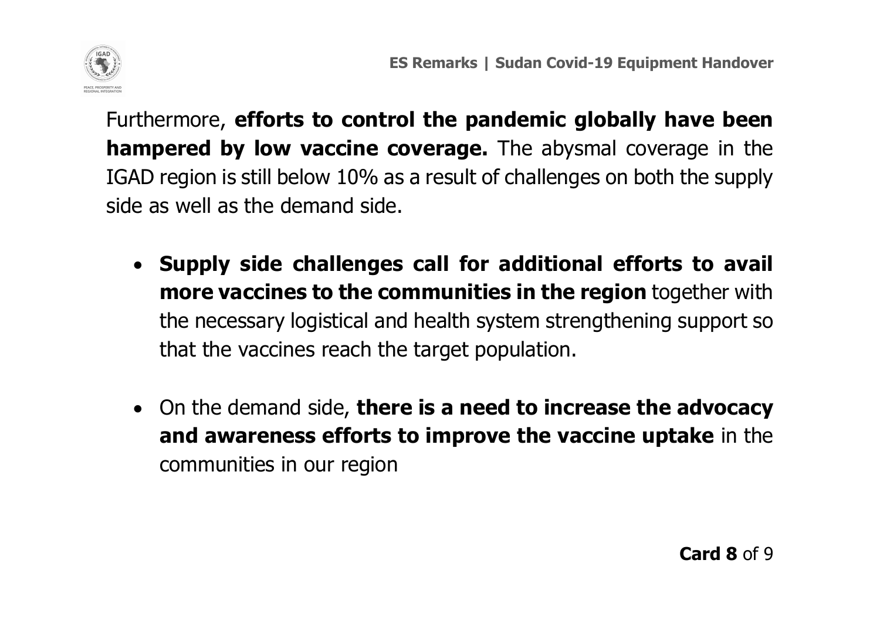Furthermore, **efforts to control the pandemic globally have been hampered by low vaccine coverage.** The abysmal coverage in the IGAD region is still below 10% as a result of challenges on both the supply side as well as the demand side.

- **Supply side challenges call for additional efforts to avail more vaccines to the communities in the region** together with the necessary logistical and health system strengthening support so that the vaccines reach the target population.

- On the demand side, **there is a need to increase the advocacy and awareness efforts to improve the vaccine uptake** in the communities in our region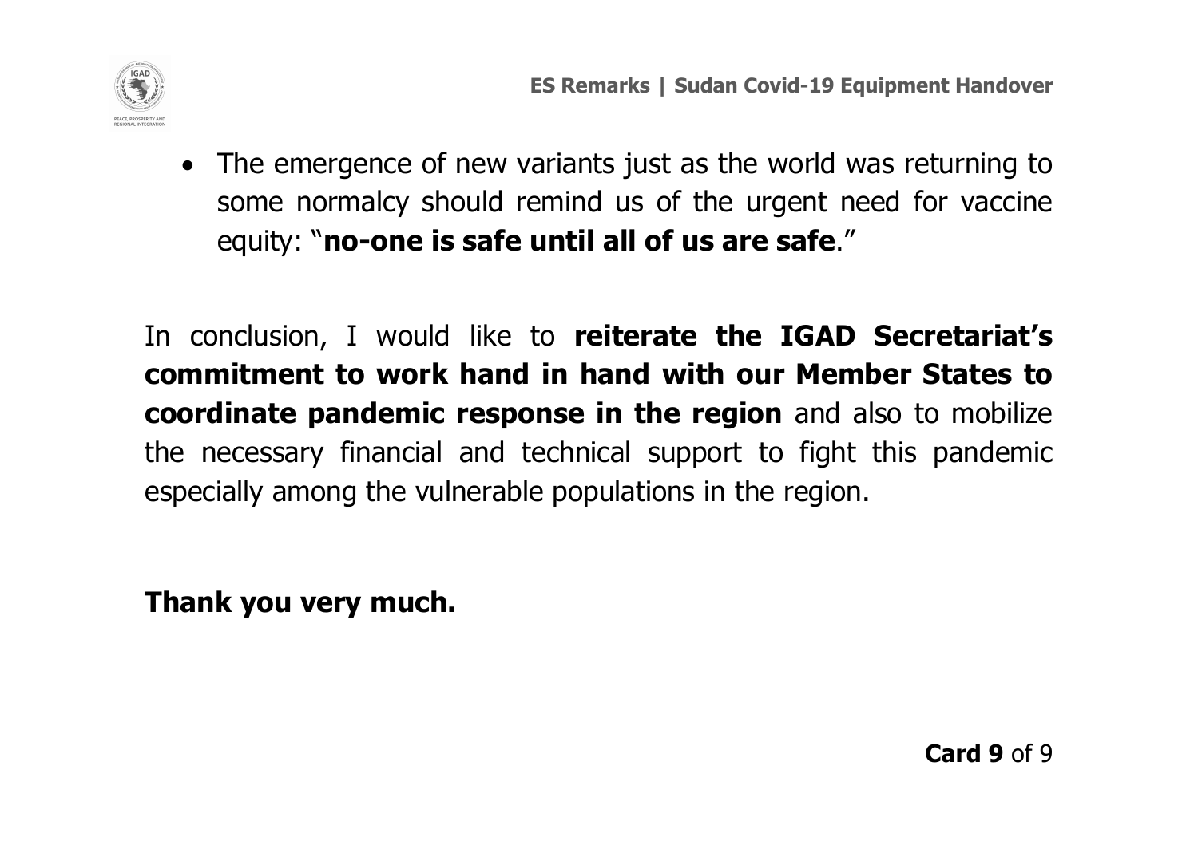- The emergence of new variants just as the world was returning to some normalcy should remind us of the urgent need for vaccine equity: "**no-one is safe until all of us are safe**."

In conclusion, I would like to **reiterate the IGAD Secretariat's commitment to work hand in hand with our Member States to coordinate pandemic response in the region** and also to mobilize the necessary financial and technical support to fight this pandemic especially among the vulnerable populations in the region.

**Thank you very much.**